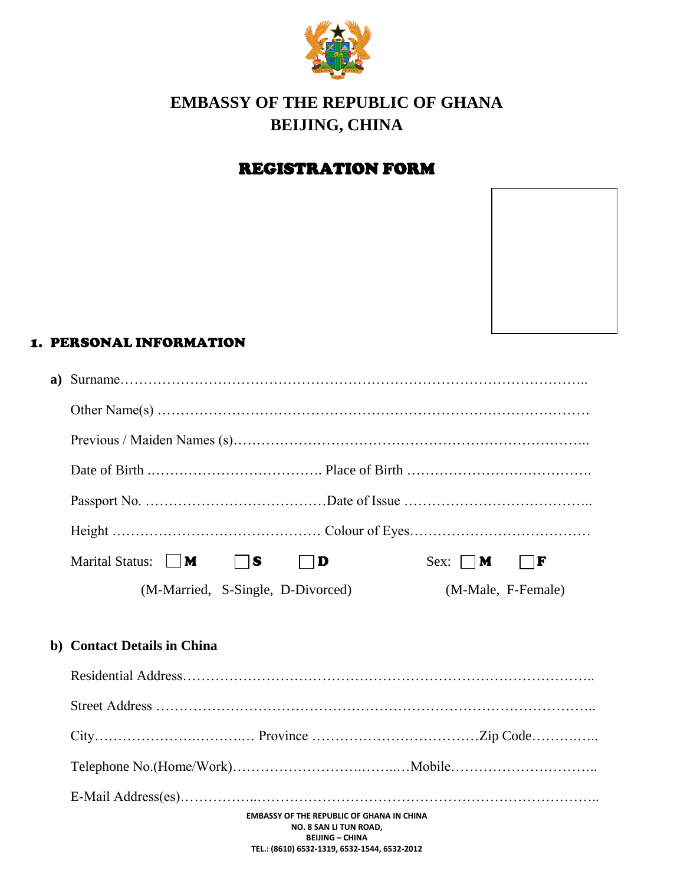# EMBASSY OF THE REPUBLIC OF GHANA
# BEIJING, CHINA

## REGISTRATION FORM

### 1. PERSONAL INFORMATION

**a)** Surname……………………………………………………………………………………..

Other Name(s) ………………………………………………………………………………

Previous / Maiden Names (s)………………………………………………………………..

Date of Birth ………………………………. Place of Birth ………………………………….

Passport No. …………………………………Date of Issue …………………………………..

Height ……………………………………… Colour of Eyes…………………………………

Marital Status: ☐ **M** ☐ **S** ☐ **D** Sex: ☐ **M** ☐ **F**

(M-Married, S-Single, D-Divorced) (M-Male, F-Female)

**b) Contact Details in China**

Residential Address…………………………………………………………………………..

Street Address ………………………………………………………………………………..

City……………………..……..… Province ………………………………Zip Code…………..

Telephone No.(Home/Work)……………………….……..…Mobile…………………………..

E-Mail Address(es)……………..……………………………………………………………..

**EMBASSY OF THE REPUBLIC OF GHANA IN CHINA**
**NO. 8 SAN LI TUN ROAD,**
**BEIJING – CHINA**
**TEL.: (8610) 6532-1319, 6532-1544, 6532-2012**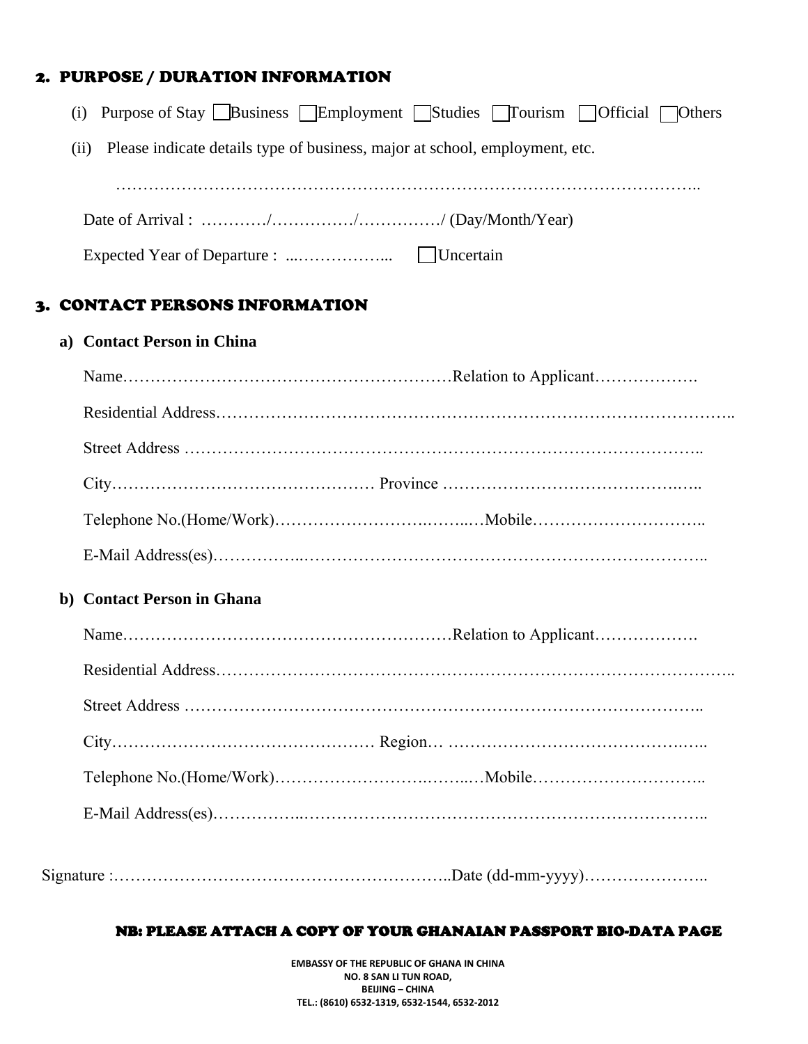## 2. PURPOSE / DURATION INFORMATION

(i) Purpose of Stay ☐ Business ☐ Employment ☐ Studies ☐ Tourism ☐ Official ☐ Others

(ii) Please indicate details type of business, major at school, employment, etc.

………………………………………………………………………………………………..

Date of Arrival : …………/……………/……………/ (Day/Month/Year)

Expected Year of Departure : ...……………... ☐ Uncertain

## 3. CONTACT PERSONS INFORMATION

### a) Contact Person in China

Name……………………………………………………Relation to Applicant……………….

Residential Address…………………………………………………………………………………..

Street Address ………………………………………………………………………………..

City………………………………………… Province ……………………………………..

Telephone No.(Home/Work)……………………………..…Mobile…………………………..

E-Mail Address(es)……………..……………………………………………………………..

### b) Contact Person in Ghana

Name……………………………………………………Relation to Applicant……………….

Residential Address…………………………………………………………………………………..

Street Address ………………………………………………………………………………..

City………………………………………… Region… ……………………………………..

Telephone No.(Home/Work)……………………………..…Mobile…………………………..

E-Mail Address(es)……………..……………………………………………………………..

Signature :……………………………………………………..Date (dd-mm-yyyy)…………………..

**NB: PLEASE ATTACH A COPY OF YOUR GHANAIAN PASSPORT BIO-DATA PAGE**

**EMBASSY OF THE REPUBLIC OF GHANA IN CHINA**
**NO. 8 SAN LI TUN ROAD,**
**BEIJING – CHINA**
**TEL.: (8610) 6532-1319, 6532-1544, 6532-2012**